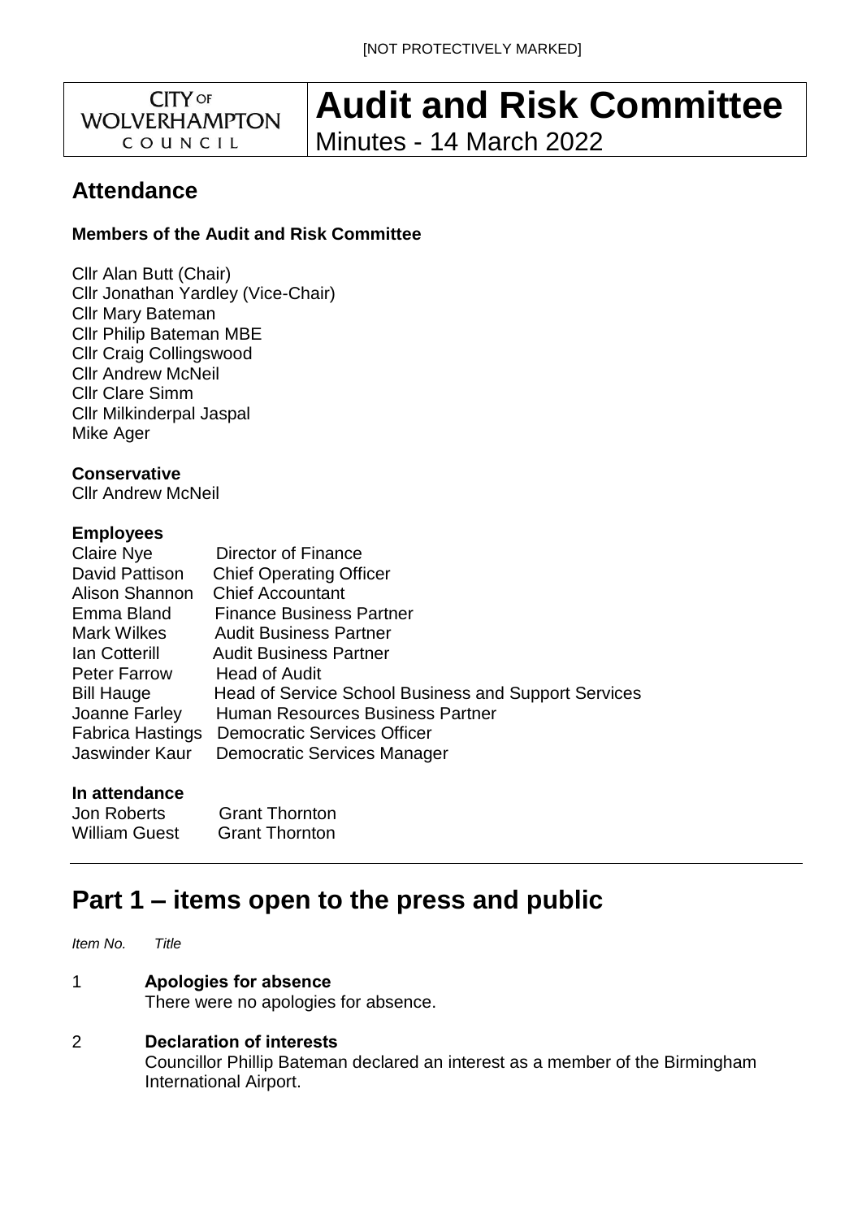[NOT PROTECTIVELY MARKED]

CITY OF WOLVERHAMPTON COUNCIL

# Audit and Risk Committee

Minutes - 14 March 2022

## Attendance

**Members of the Audit and Risk Committee**

Cllr Alan Butt (Chair)
Cllr Jonathan Yardley (Vice-Chair)
Cllr Mary Bateman
Cllr Philip Bateman MBE
Cllr Craig Collingswood
Cllr Andrew McNeil
Cllr Clare Simm
Cllr Milkinderpal Jaspal
Mike Ager

**Conservative**
Cllr Andrew McNeil

**Employees**

| | |
|---|---|
| Claire Nye | Director of Finance |
| David Pattison | Chief Operating Officer |
| Alison Shannon | Chief Accountant |
| Emma Bland | Finance Business Partner |
| Mark Wilkes | Audit Business Partner |
| Ian Cotterill | Audit Business Partner |
| Peter Farrow | Head of Audit |
| Bill Hauge | Head of Service School Business and Support Services |
| Joanne Farley | Human Resources Business Partner |
| Fabrica Hastings | Democratic Services Officer |
| Jaswinder Kaur | Democratic Services Manager |

**In attendance**

| | |
|---|---|
| Jon Roberts | Grant Thornton |
| William Guest | Grant Thornton |

# Part 1 – items open to the press and public

*Item No. Title*

1 **Apologies for absence**
There were no apologies for absence.

2 **Declaration of interests**
Councillor Phillip Bateman declared an interest as a member of the Birmingham International Airport.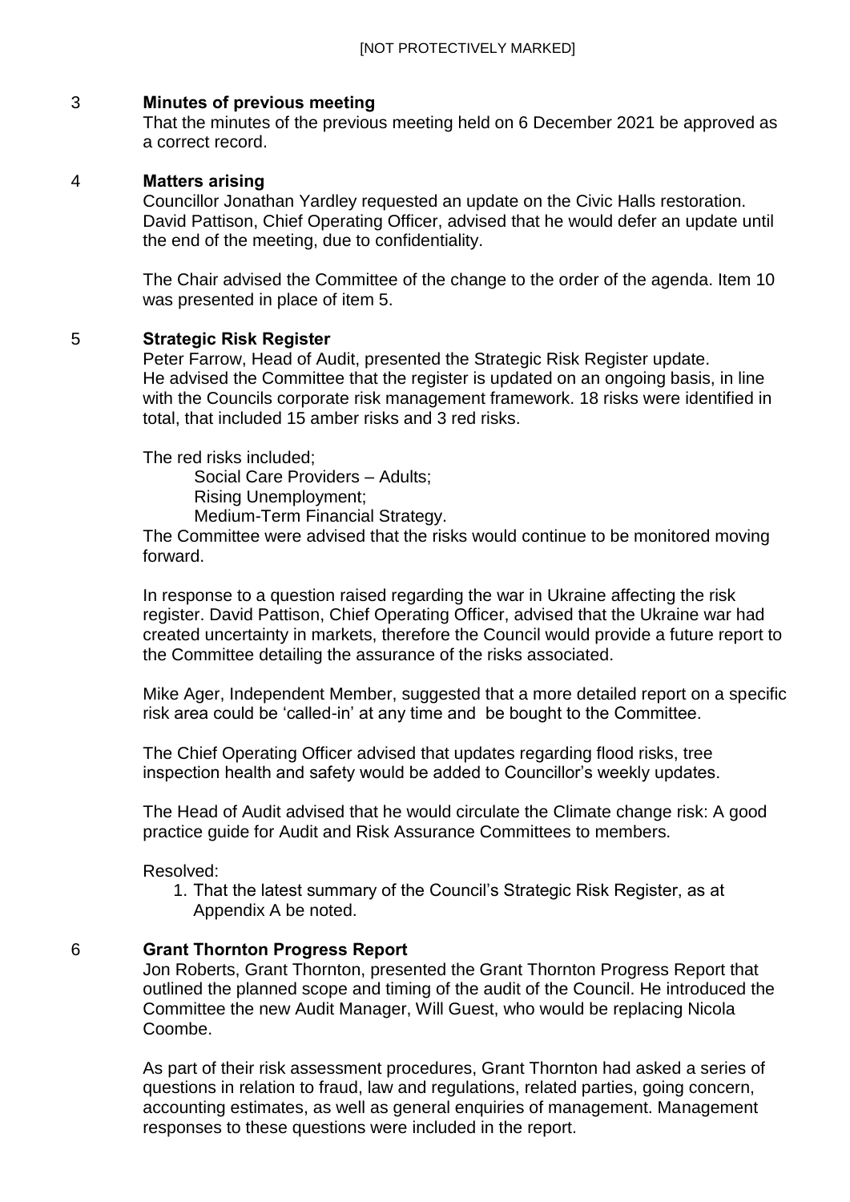## 3 Minutes of previous meeting

That the minutes of the previous meeting held on 6 December 2021 be approved as a correct record.

## 4 Matters arising

Councillor Jonathan Yardley requested an update on the Civic Halls restoration. David Pattison, Chief Operating Officer, advised that he would defer an update until the end of the meeting, due to confidentiality.

The Chair advised the Committee of the change to the order of the agenda. Item 10 was presented in place of item 5.

## 5 Strategic Risk Register

Peter Farrow, Head of Audit, presented the Strategic Risk Register update. He advised the Committee that the register is updated on an ongoing basis, in line with the Councils corporate risk management framework. 18 risks were identified in total, that included 15 amber risks and 3 red risks.

The red risks included;

- Social Care Providers – Adults;
- Rising Unemployment;
- Medium-Term Financial Strategy.

The Committee were advised that the risks would continue to be monitored moving forward.

In response to a question raised regarding the war in Ukraine affecting the risk register. David Pattison, Chief Operating Officer, advised that the Ukraine war had created uncertainty in markets, therefore the Council would provide a future report to the Committee detailing the assurance of the risks associated.

Mike Ager, Independent Member, suggested that a more detailed report on a specific risk area could be 'called-in' at any time and be bought to the Committee.

The Chief Operating Officer advised that updates regarding flood risks, tree inspection health and safety would be added to Councillor's weekly updates.

The Head of Audit advised that he would circulate the Climate change risk: A good practice guide for Audit and Risk Assurance Committees to members.

Resolved:

1. That the latest summary of the Council's Strategic Risk Register, as at Appendix A be noted.

## 6 Grant Thornton Progress Report

Jon Roberts, Grant Thornton, presented the Grant Thornton Progress Report that outlined the planned scope and timing of the audit of the Council. He introduced the Committee the new Audit Manager, Will Guest, who would be replacing Nicola Coombe.

As part of their risk assessment procedures, Grant Thornton had asked a series of questions in relation to fraud, law and regulations, related parties, going concern, accounting estimates, as well as general enquiries of management. Management responses to these questions were included in the report.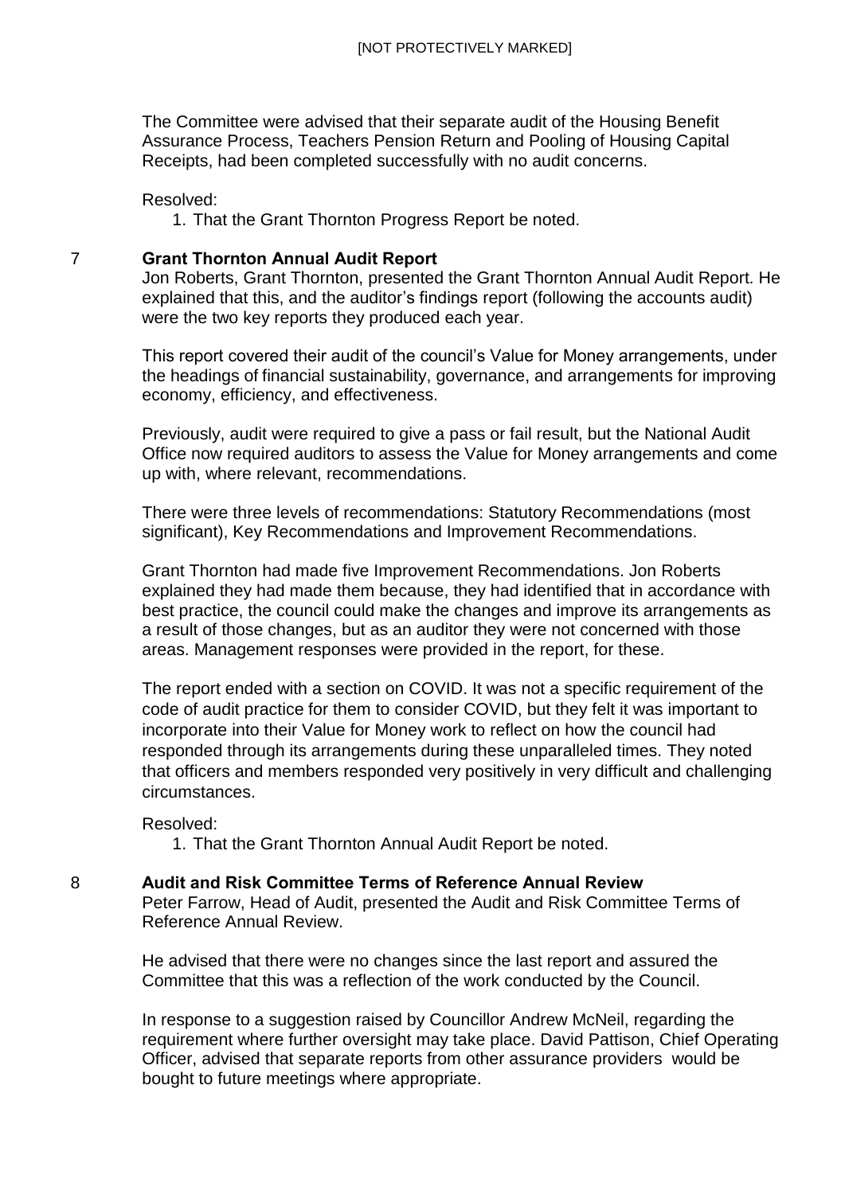The Committee were advised that their separate audit of the Housing Benefit Assurance Process, Teachers Pension Return and Pooling of Housing Capital Receipts, had been completed successfully with no audit concerns.

Resolved:

1. That the Grant Thornton Progress Report be noted.

## 7 Grant Thornton Annual Audit Report

Jon Roberts, Grant Thornton, presented the Grant Thornton Annual Audit Report. He explained that this, and the auditor's findings report (following the accounts audit) were the two key reports they produced each year.

This report covered their audit of the council's Value for Money arrangements, under the headings of financial sustainability, governance, and arrangements for improving economy, efficiency, and effectiveness.

Previously, audit were required to give a pass or fail result, but the National Audit Office now required auditors to assess the Value for Money arrangements and come up with, where relevant, recommendations.

There were three levels of recommendations: Statutory Recommendations (most significant), Key Recommendations and Improvement Recommendations.

Grant Thornton had made five Improvement Recommendations. Jon Roberts explained they had made them because, they had identified that in accordance with best practice, the council could make the changes and improve its arrangements as a result of those changes, but as an auditor they were not concerned with those areas. Management responses were provided in the report, for these.

The report ended with a section on COVID. It was not a specific requirement of the code of audit practice for them to consider COVID, but they felt it was important to incorporate into their Value for Money work to reflect on how the council had responded through its arrangements during these unparalleled times. They noted that officers and members responded very positively in very difficult and challenging circumstances.

Resolved:

1. That the Grant Thornton Annual Audit Report be noted.

## 8 Audit and Risk Committee Terms of Reference Annual Review

Peter Farrow, Head of Audit, presented the Audit and Risk Committee Terms of Reference Annual Review.

He advised that there were no changes since the last report and assured the Committee that this was a reflection of the work conducted by the Council.

In response to a suggestion raised by Councillor Andrew McNeil, regarding the requirement where further oversight may take place. David Pattison, Chief Operating Officer, advised that separate reports from other assurance providers would be bought to future meetings where appropriate.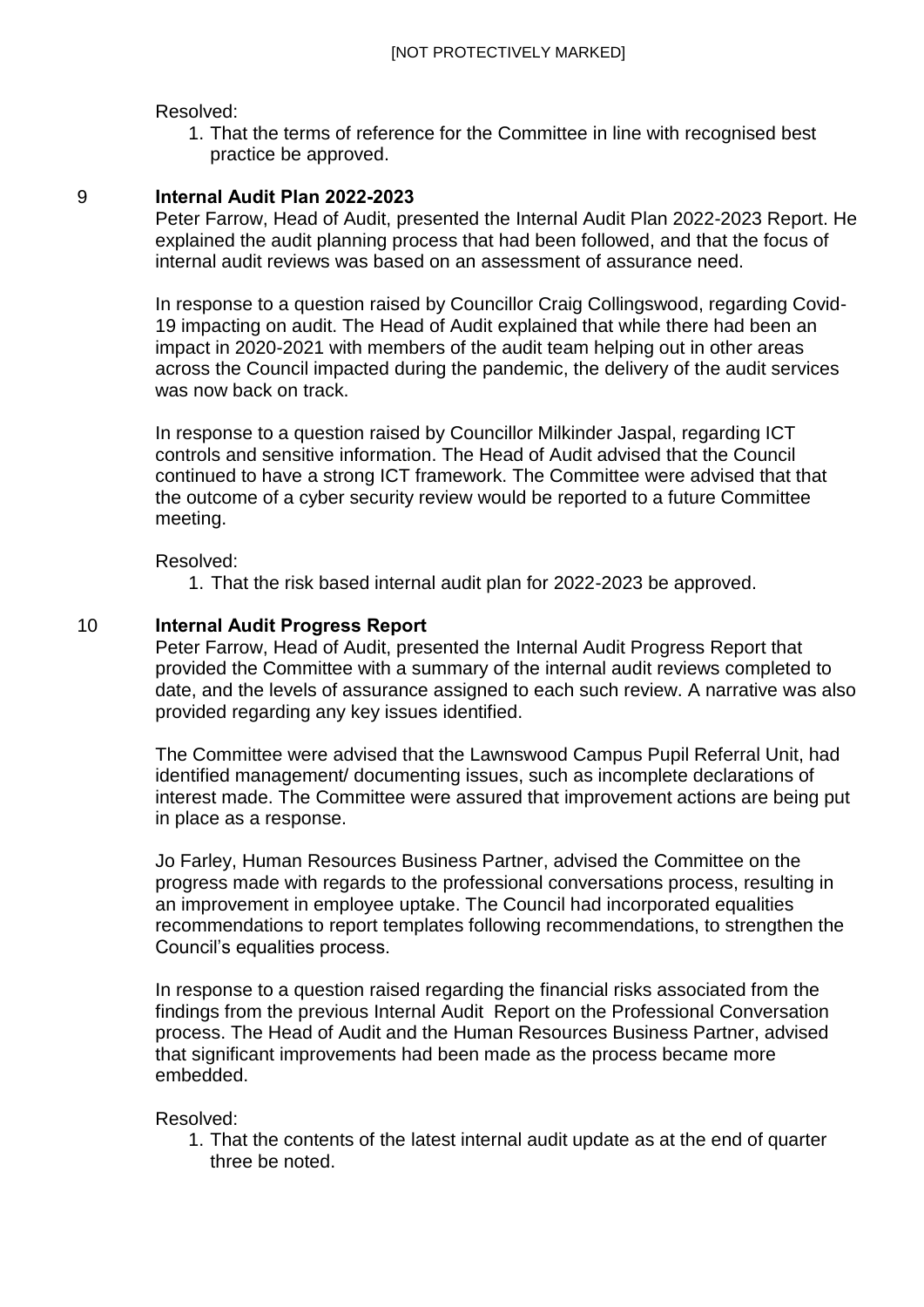Resolved:

1. That the terms of reference for the Committee in line with recognised best practice be approved.

## 9 Internal Audit Plan 2022-2023

Peter Farrow, Head of Audit, presented the Internal Audit Plan 2022-2023 Report. He explained the audit planning process that had been followed, and that the focus of internal audit reviews was based on an assessment of assurance need.

In response to a question raised by Councillor Craig Collingswood, regarding Covid-19 impacting on audit. The Head of Audit explained that while there had been an impact in 2020-2021 with members of the audit team helping out in other areas across the Council impacted during the pandemic, the delivery of the audit services was now back on track.

In response to a question raised by Councillor Milkinder Jaspal, regarding ICT controls and sensitive information. The Head of Audit advised that the Council continued to have a strong ICT framework. The Committee were advised that that the outcome of a cyber security review would be reported to a future Committee meeting.

Resolved:

1. That the risk based internal audit plan for 2022-2023 be approved.

## 10 Internal Audit Progress Report

Peter Farrow, Head of Audit, presented the Internal Audit Progress Report that provided the Committee with a summary of the internal audit reviews completed to date, and the levels of assurance assigned to each such review. A narrative was also provided regarding any key issues identified.

The Committee were advised that the Lawnswood Campus Pupil Referral Unit, had identified management/ documenting issues, such as incomplete declarations of interest made. The Committee were assured that improvement actions are being put in place as a response.

Jo Farley, Human Resources Business Partner, advised the Committee on the progress made with regards to the professional conversations process, resulting in an improvement in employee uptake. The Council had incorporated equalities recommendations to report templates following recommendations, to strengthen the Council's equalities process.

In response to a question raised regarding the financial risks associated from the findings from the previous Internal Audit Report on the Professional Conversation process. The Head of Audit and the Human Resources Business Partner, advised that significant improvements had been made as the process became more embedded.

Resolved:

1. That the contents of the latest internal audit update as at the end of quarter three be noted.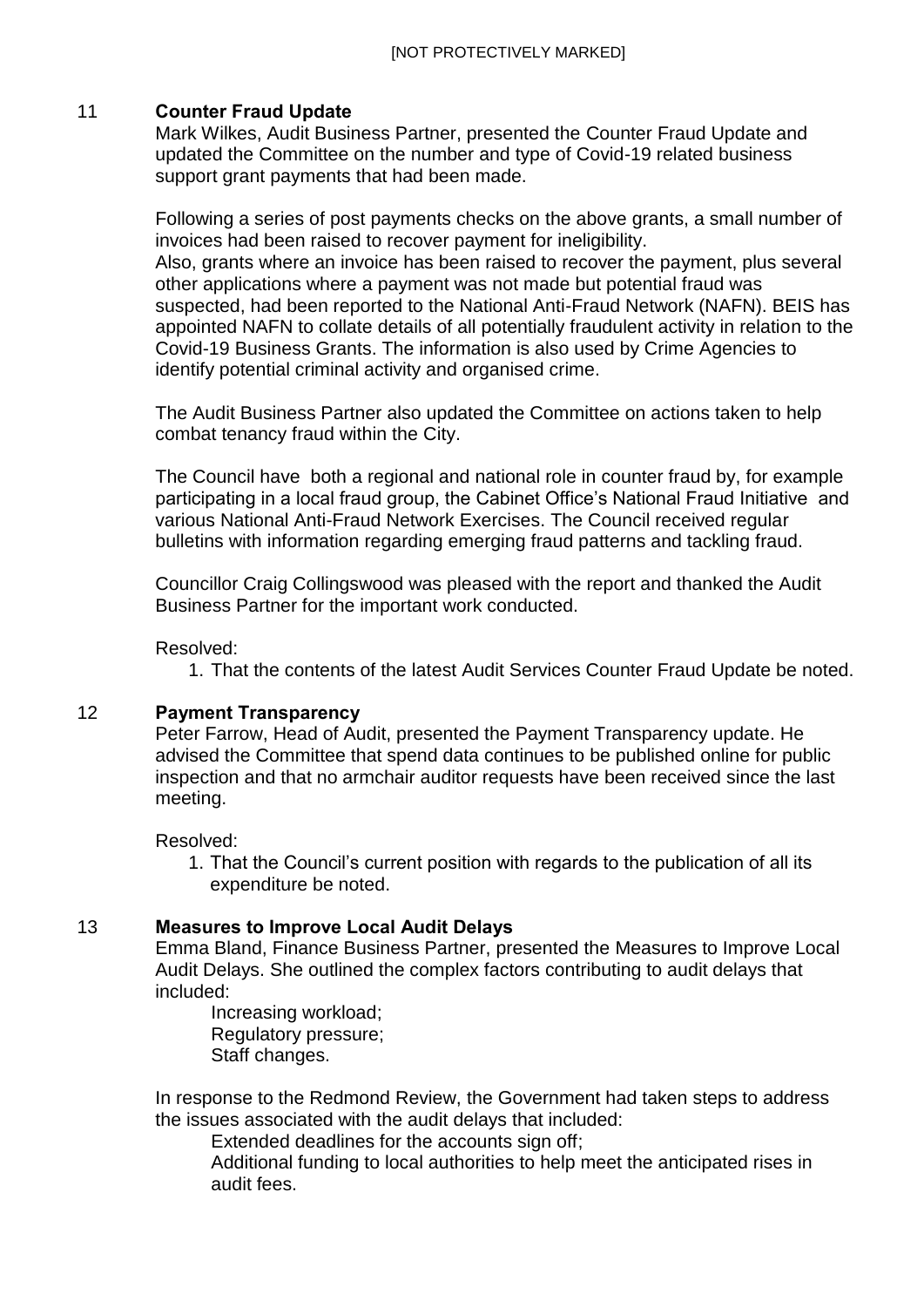## 11 Counter Fraud Update

Mark Wilkes, Audit Business Partner, presented the Counter Fraud Update and updated the Committee on the number and type of Covid-19 related business support grant payments that had been made.

Following a series of post payments checks on the above grants, a small number of invoices had been raised to recover payment for ineligibility.
Also, grants where an invoice has been raised to recover the payment, plus several other applications where a payment was not made but potential fraud was suspected, had been reported to the National Anti-Fraud Network (NAFN). BEIS has appointed NAFN to collate details of all potentially fraudulent activity in relation to the Covid-19 Business Grants. The information is also used by Crime Agencies to identify potential criminal activity and organised crime.

The Audit Business Partner also updated the Committee on actions taken to help combat tenancy fraud within the City.

The Council have both a regional and national role in counter fraud by, for example participating in a local fraud group, the Cabinet Office's National Fraud Initiative and various National Anti-Fraud Network Exercises. The Council received regular bulletins with information regarding emerging fraud patterns and tackling fraud.

Councillor Craig Collingswood was pleased with the report and thanked the Audit Business Partner for the important work conducted.

Resolved:

1. That the contents of the latest Audit Services Counter Fraud Update be noted.

## 12 Payment Transparency

Peter Farrow, Head of Audit, presented the Payment Transparency update. He advised the Committee that spend data continues to be published online for public inspection and that no armchair auditor requests have been received since the last meeting.

Resolved:

1. That the Council's current position with regards to the publication of all its expenditure be noted.

## 13 Measures to Improve Local Audit Delays

Emma Bland, Finance Business Partner, presented the Measures to Improve Local Audit Delays. She outlined the complex factors contributing to audit delays that included:

- Increasing workload;
- Regulatory pressure;
- Staff changes.

In response to the Redmond Review, the Government had taken steps to address the issues associated with the audit delays that included:

- Extended deadlines for the accounts sign off;
- Additional funding to local authorities to help meet the anticipated rises in audit fees.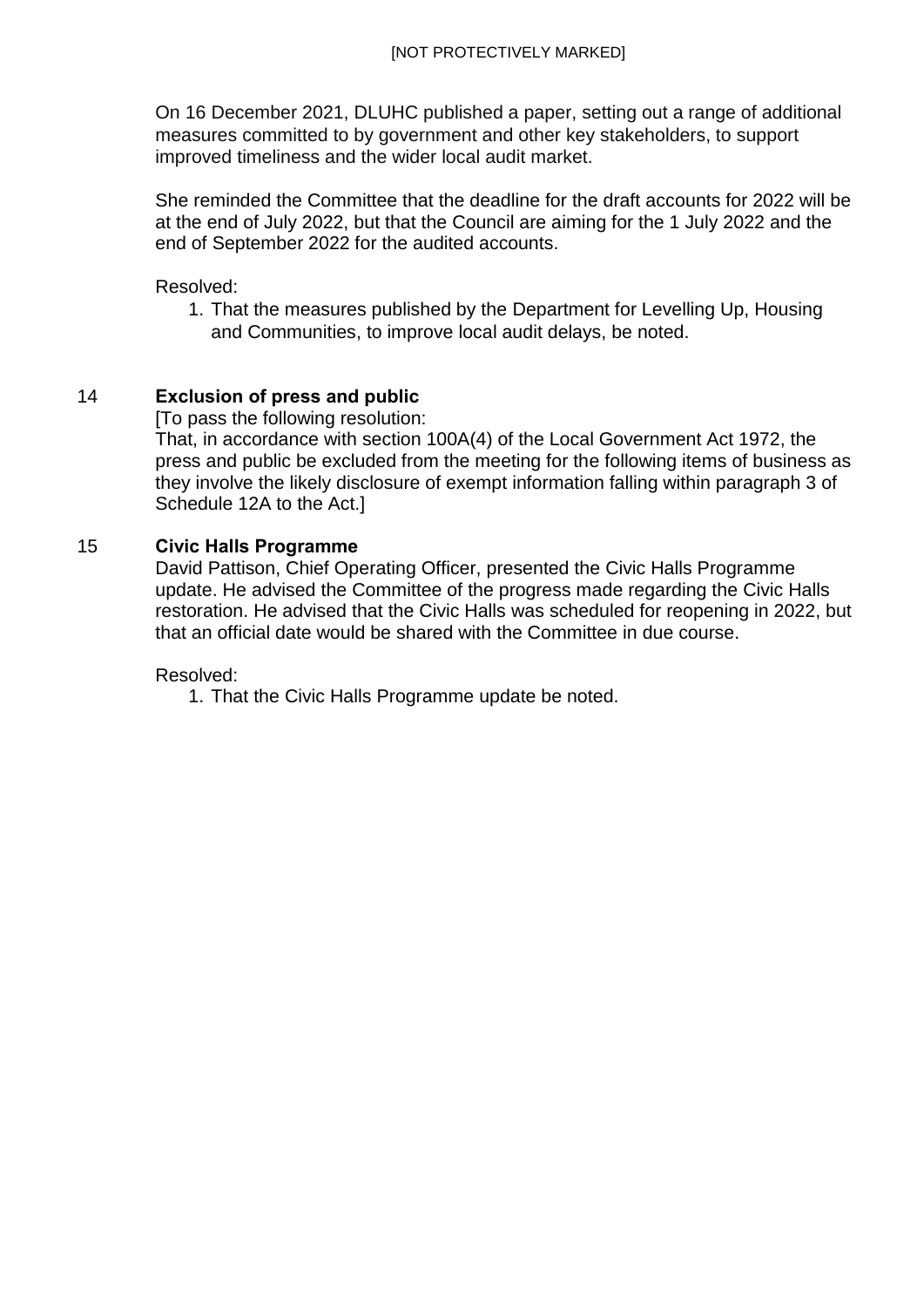On 16 December 2021, DLUHC published a paper, setting out a range of additional measures committed to by government and other key stakeholders, to support improved timeliness and the wider local audit market.

She reminded the Committee that the deadline for the draft accounts for 2022 will be at the end of July 2022, but that the Council are aiming for the 1 July 2022 and the end of September 2022 for the audited accounts.

Resolved:

1. That the measures published by the Department for Levelling Up, Housing and Communities, to improve local audit delays, be noted.

## 14 Exclusion of press and public

[To pass the following resolution:
That, in accordance with section 100A(4) of the Local Government Act 1972, the press and public be excluded from the meeting for the following items of business as they involve the likely disclosure of exempt information falling within paragraph 3 of Schedule 12A to the Act.]

## 15 Civic Halls Programme

David Pattison, Chief Operating Officer, presented the Civic Halls Programme update. He advised the Committee of the progress made regarding the Civic Halls restoration. He advised that the Civic Halls was scheduled for reopening in 2022, but that an official date would be shared with the Committee in due course.

Resolved:

1. That the Civic Halls Programme update be noted.